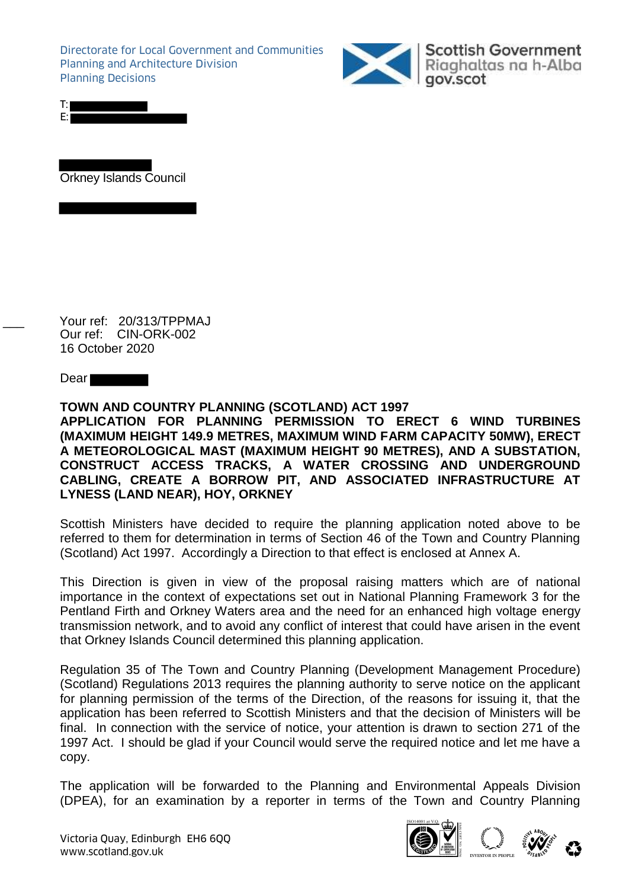Directorate for Local Government and Communities
Planning and Architecture Division
Planning Decisions

Scottish Government
Riaghaltas na h-Alba
gov.scot

T:
E:

Orkney Islands Council

Your ref: 20/313/TPPMAJ
Our ref: CIN-ORK-002
16 October 2020

Dear

**TOWN AND COUNTRY PLANNING (SCOTLAND) ACT 1997**
**APPLICATION FOR PLANNING PERMISSION TO ERECT 6 WIND TURBINES (MAXIMUM HEIGHT 149.9 METRES, MAXIMUM WIND FARM CAPACITY 50MW), ERECT A METEOROLOGICAL MAST (MAXIMUM HEIGHT 90 METRES), AND A SUBSTATION, CONSTRUCT ACCESS TRACKS, A WATER CROSSING AND UNDERGROUND CABLING, CREATE A BORROW PIT, AND ASSOCIATED INFRASTRUCTURE AT LYNESS (LAND NEAR), HOY, ORKNEY**

Scottish Ministers have decided to require the planning application noted above to be referred to them for determination in terms of Section 46 of the Town and Country Planning (Scotland) Act 1997. Accordingly a Direction to that effect is enclosed at Annex A.

This Direction is given in view of the proposal raising matters which are of national importance in the context of expectations set out in National Planning Framework 3 for the Pentland Firth and Orkney Waters area and the need for an enhanced high voltage energy transmission network, and to avoid any conflict of interest that could have arisen in the event that Orkney Islands Council determined this planning application.

Regulation 35 of The Town and Country Planning (Development Management Procedure) (Scotland) Regulations 2013 requires the planning authority to serve notice on the applicant for planning permission of the terms of the Direction, of the reasons for issuing it, that the application has been referred to Scottish Ministers and that the decision of Ministers will be final. In connection with the service of notice, your attention is drawn to section 271 of the 1997 Act. I should be glad if your Council would serve the required notice and let me have a copy.

The application will be forwarded to the Planning and Environmental Appeals Division (DPEA), for an examination by a reporter in terms of the Town and Country Planning

Victoria Quay, Edinburgh EH6 6QQ
www.scotland.gov.uk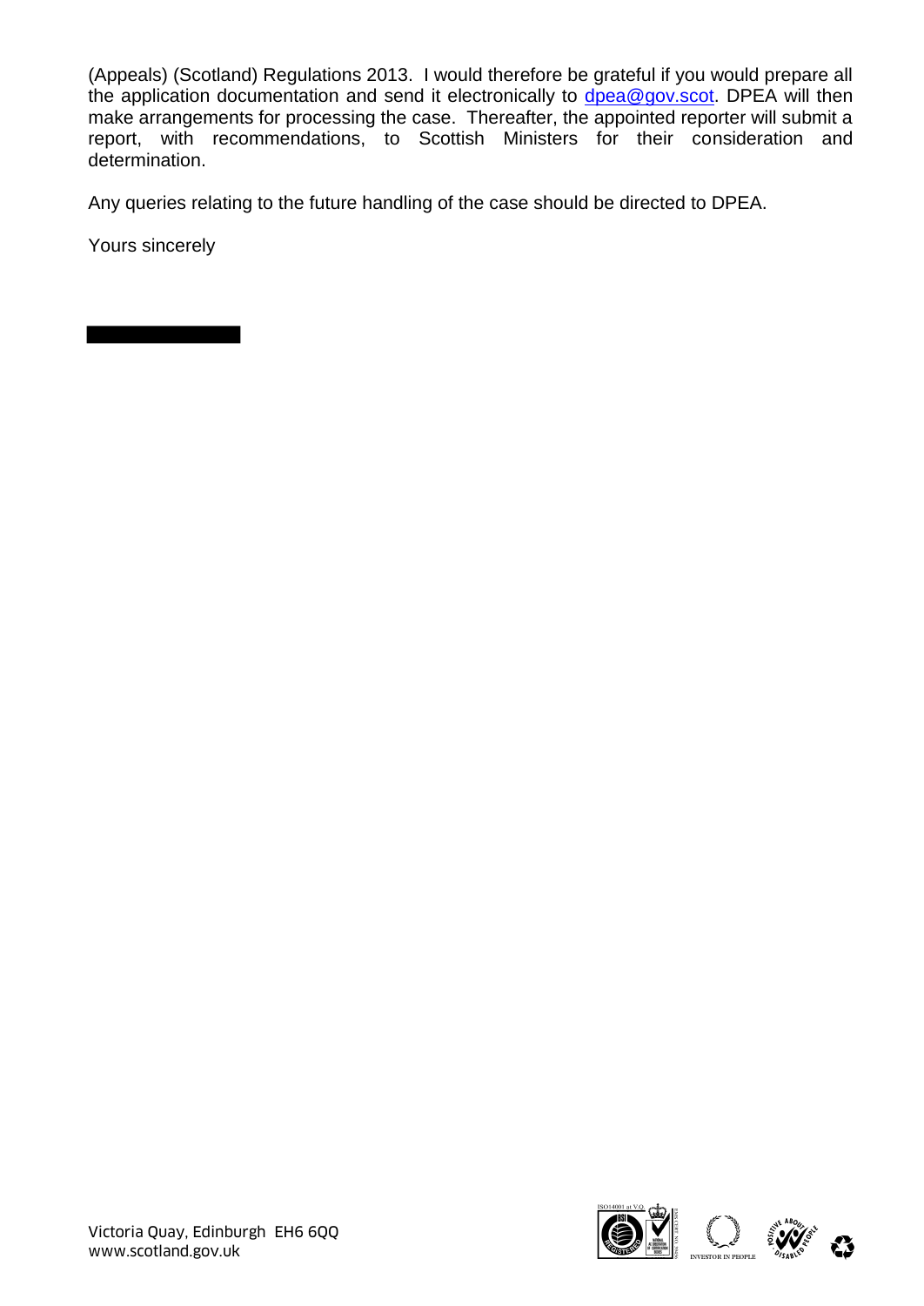(Appeals) (Scotland) Regulations 2013. I would therefore be grateful if you would prepare all the application documentation and send it electronically to dpea@gov.scot. DPEA will then make arrangements for processing the case. Thereafter, the appointed reporter will submit a report, with recommendations, to Scottish Ministers for their consideration and determination.

Any queries relating to the future handling of the case should be directed to DPEA.

Yours sincerely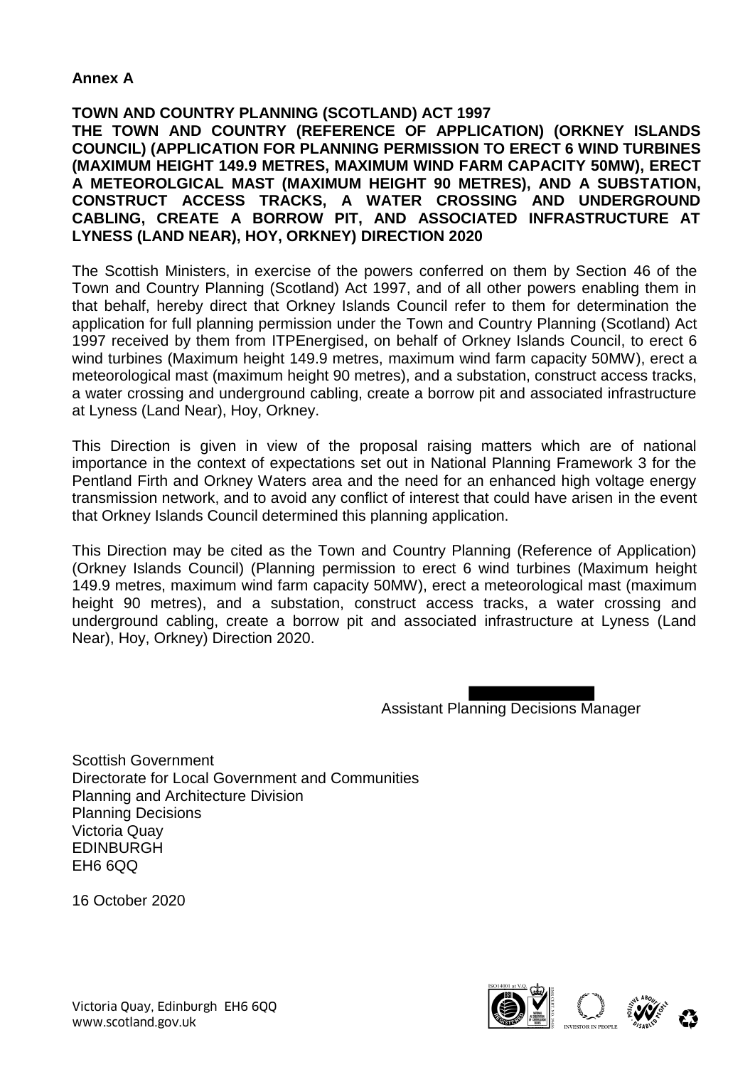**Annex A**

**TOWN AND COUNTRY PLANNING (SCOTLAND) ACT 1997**
**THE TOWN AND COUNTRY (REFERENCE OF APPLICATION) (ORKNEY ISLANDS COUNCIL) (APPLICATION FOR PLANNING PERMISSION TO ERECT 6 WIND TURBINES (MAXIMUM HEIGHT 149.9 METRES, MAXIMUM WIND FARM CAPACITY 50MW), ERECT A METEOROLGICAL MAST (MAXIMUM HEIGHT 90 METRES), AND A SUBSTATION, CONSTRUCT ACCESS TRACKS, A WATER CROSSING AND UNDERGROUND CABLING, CREATE A BORROW PIT, AND ASSOCIATED INFRASTRUCTURE AT LYNESS (LAND NEAR), HOY, ORKNEY) DIRECTION 2020**

The Scottish Ministers, in exercise of the powers conferred on them by Section 46 of the Town and Country Planning (Scotland) Act 1997, and of all other powers enabling them in that behalf, hereby direct that Orkney Islands Council refer to them for determination the application for full planning permission under the Town and Country Planning (Scotland) Act 1997 received by them from ITPEnergised, on behalf of Orkney Islands Council, to erect 6 wind turbines (Maximum height 149.9 metres, maximum wind farm capacity 50MW), erect a meteorological mast (maximum height 90 metres), and a substation, construct access tracks, a water crossing and underground cabling, create a borrow pit and associated infrastructure at Lyness (Land Near), Hoy, Orkney.

This Direction is given in view of the proposal raising matters which are of national importance in the context of expectations set out in National Planning Framework 3 for the Pentland Firth and Orkney Waters area and the need for an enhanced high voltage energy transmission network, and to avoid any conflict of interest that could have arisen in the event that Orkney Islands Council determined this planning application.

This Direction may be cited as the Town and Country Planning (Reference of Application) (Orkney Islands Council) (Planning permission to erect 6 wind turbines (Maximum height 149.9 metres, maximum wind farm capacity 50MW), erect a meteorological mast (maximum height 90 metres), and a substation, construct access tracks, a water crossing and underground cabling, create a borrow pit and associated infrastructure at Lyness (Land Near), Hoy, Orkney) Direction 2020.

Assistant Planning Decisions Manager

Scottish Government
Directorate for Local Government and Communities
Planning and Architecture Division
Planning Decisions
Victoria Quay
EDINBURGH
EH6 6QQ

16 October 2020